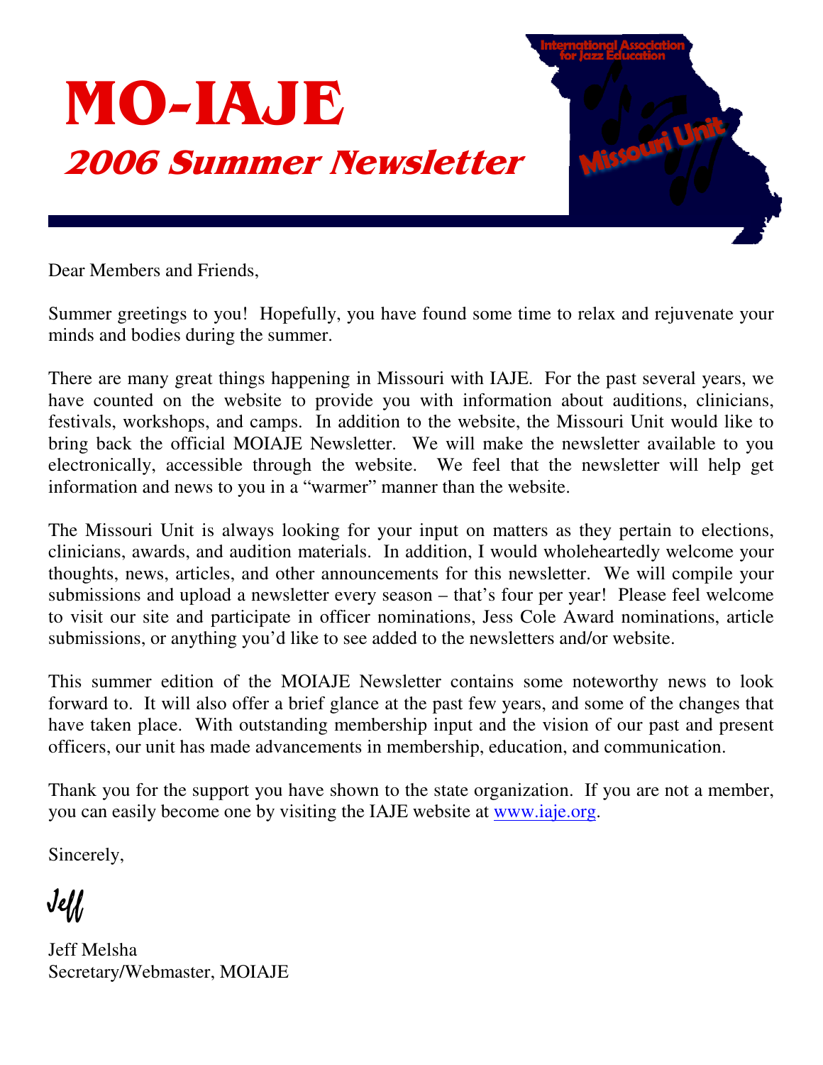# MO-IAJE

## 2006 Summer Newsletter

Dear Members and Friends,

Summer greetings to you! Hopefully, you have found some time to relax and rejuvenate your minds and bodies during the summer.

There are many great things happening in Missouri with IAJE. For the past several years, we have counted on the website to provide you with information about auditions, clinicians, festivals, workshops, and camps. In addition to the website, the Missouri Unit would like to bring back the official MOIAJE Newsletter. We will make the newsletter available to you electronically, accessible through the website. We feel that the newsletter will help get information and news to you in a "warmer" manner than the website.

The Missouri Unit is always looking for your input on matters as they pertain to elections, clinicians, awards, and audition materials. In addition, I would wholeheartedly welcome your thoughts, news, articles, and other announcements for this newsletter. We will compile your submissions and upload a newsletter every season – that's four per year! Please feel welcome to visit our site and participate in officer nominations, Jess Cole Award nominations, article submissions, or anything you'd like to see added to the newsletters and/or website.

This summer edition of the MOIAJE Newsletter contains some noteworthy news to look forward to. It will also offer a brief glance at the past few years, and some of the changes that have taken place. With outstanding membership input and the vision of our past and present officers, our unit has made advancements in membership, education, and communication.

Thank you for the support you have shown to the state organization. If you are not a member, you can easily become one by visiting the IAJE website at www.iaje.org.

Sincerely,

Jeff

Jeff Melsha
Secretary/Webmaster, MOIAJE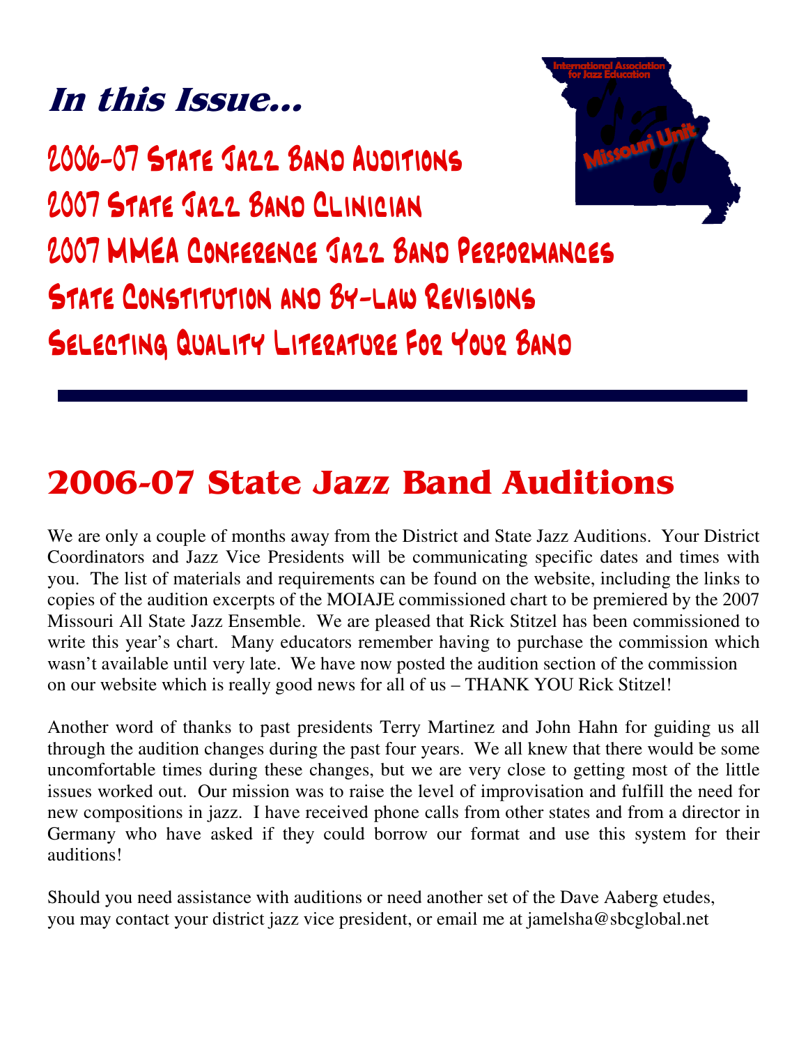## *In this Issue...*

2006-07 State Jazz Band Auditions

2007 State Jazz Band Clinician

2007 MMEA Conference Jazz Band Performances

State Constitution and By-law Revisions

Selecting Quality Literature For Your Band

# 2006-07 State Jazz Band Auditions

We are only a couple of months away from the District and State Jazz Auditions. Your District Coordinators and Jazz Vice Presidents will be communicating specific dates and times with you. The list of materials and requirements can be found on the website, including the links to copies of the audition excerpts of the MOIAJE commissioned chart to be premiered by the 2007 Missouri All State Jazz Ensemble. We are pleased that Rick Stitzel has been commissioned to write this year's chart. Many educators remember having to purchase the commission which wasn't available until very late. We have now posted the audition section of the commission on our website which is really good news for all of us – THANK YOU Rick Stitzel!

Another word of thanks to past presidents Terry Martinez and John Hahn for guiding us all through the audition changes during the past four years. We all knew that there would be some uncomfortable times during these changes, but we are very close to getting most of the little issues worked out. Our mission was to raise the level of improvisation and fulfill the need for new compositions in jazz. I have received phone calls from other states and from a director in Germany who have asked if they could borrow our format and use this system for their auditions!

Should you need assistance with auditions or need another set of the Dave Aaberg etudes, you may contact your district jazz vice president, or email me at jamelsha@sbcglobal.net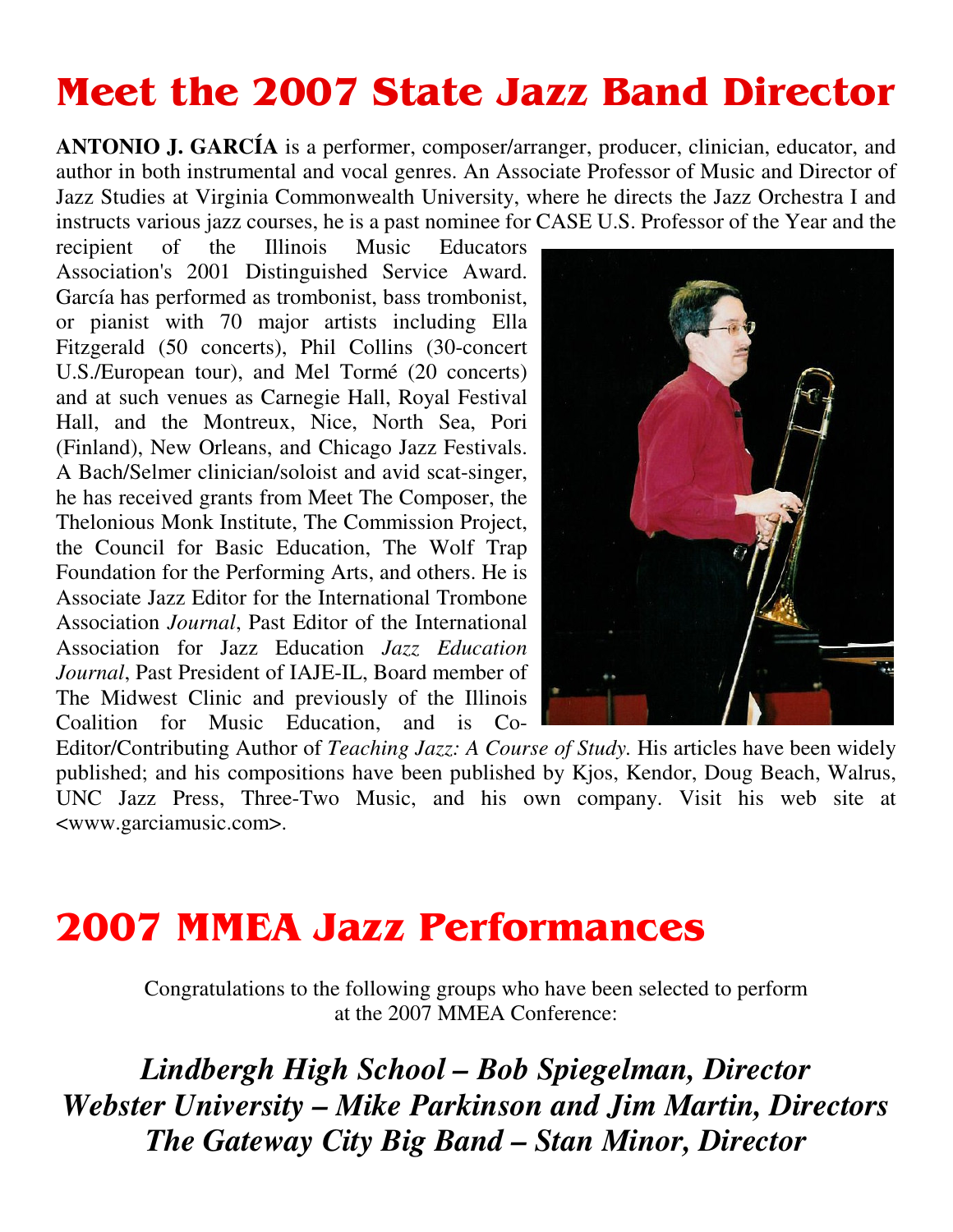# Meet the 2007 State Jazz Band Director

**ANTONIO J. GARCÍA** is a performer, composer/arranger, producer, clinician, educator, and author in both instrumental and vocal genres. An Associate Professor of Music and Director of Jazz Studies at Virginia Commonwealth University, where he directs the Jazz Orchestra I and instructs various jazz courses, he is a past nominee for CASE U.S. Professor of the Year and the recipient of the Illinois Music Educators Association's 2001 Distinguished Service Award. García has performed as trombonist, bass trombonist, or pianist with 70 major artists including Ella Fitzgerald (50 concerts), Phil Collins (30-concert U.S./European tour), and Mel Tormé (20 concerts) and at such venues as Carnegie Hall, Royal Festival Hall, and the Montreux, Nice, North Sea, Pori (Finland), New Orleans, and Chicago Jazz Festivals. A Bach/Selmer clinician/soloist and avid scat-singer, he has received grants from Meet The Composer, the Thelonious Monk Institute, The Commission Project, the Council for Basic Education, The Wolf Trap Foundation for the Performing Arts, and others. He is Associate Jazz Editor for the International Trombone Association *Journal*, Past Editor of the International Association for Jazz Education *Jazz Education Journal*, Past President of IAJE-IL, Board member of The Midwest Clinic and previously of the Illinois Coalition for Music Education, and is Co-Editor/Contributing Author of *Teaching Jazz: A Course of Study*. His articles have been widely published; and his compositions have been published by Kjos, Kendor, Doug Beach, Walrus, UNC Jazz Press, Three-Two Music, and his own company. Visit his web site at <www.garciamusic.com>.

# 2007 MMEA Jazz Performances

Congratulations to the following groups who have been selected to perform at the 2007 MMEA Conference:

***Lindbergh High School – Bob Spiegelman, Director***
***Webster University – Mike Parkinson and Jim Martin, Directors***
***The Gateway City Big Band – Stan Minor, Director***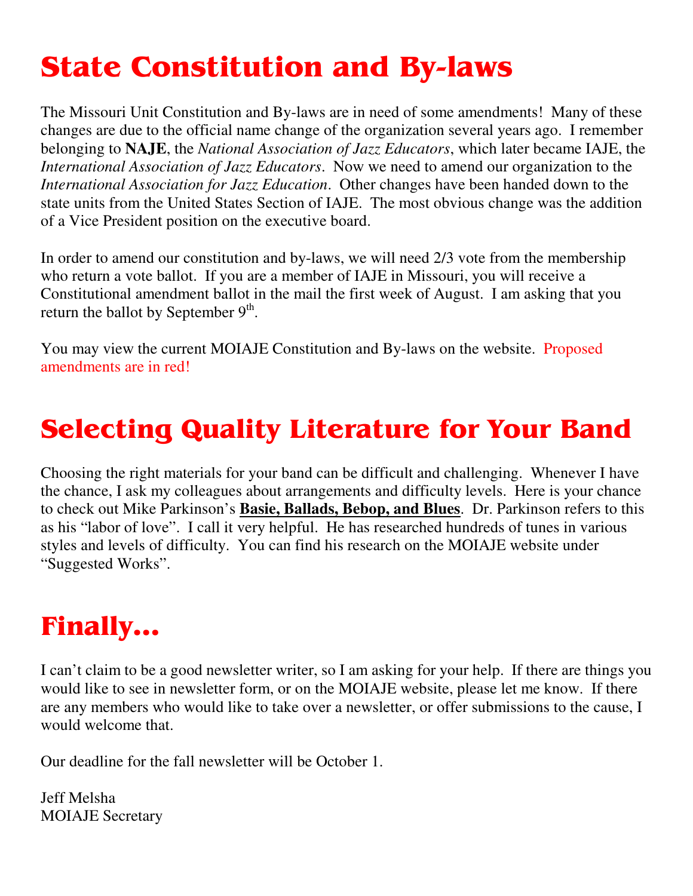# State Constitution and By-laws

The Missouri Unit Constitution and By-laws are in need of some amendments! Many of these changes are due to the official name change of the organization several years ago. I remember belonging to **NAJE**, the *National Association of Jazz Educators*, which later became IAJE, the *International Association of Jazz Educators*. Now we need to amend our organization to the *International Association for Jazz Education*. Other changes have been handed down to the state units from the United States Section of IAJE. The most obvious change was the addition of a Vice President position on the executive board.

In order to amend our constitution and by-laws, we will need 2/3 vote from the membership who return a vote ballot. If you are a member of IAJE in Missouri, you will receive a Constitutional amendment ballot in the mail the first week of August. I am asking that you return the ballot by September 9th.

You may view the current MOIAJE Constitution and By-laws on the website. Proposed amendments are in red!

# Selecting Quality Literature for Your Band

Choosing the right materials for your band can be difficult and challenging. Whenever I have the chance, I ask my colleagues about arrangements and difficulty levels. Here is your chance to check out Mike Parkinson's **Basie, Ballads, Bebop, and Blues**. Dr. Parkinson refers to this as his "labor of love". I call it very helpful. He has researched hundreds of tunes in various styles and levels of difficulty. You can find his research on the MOIAJE website under "Suggested Works".

# Finally…

I can't claim to be a good newsletter writer, so I am asking for your help. If there are things you would like to see in newsletter form, or on the MOIAJE website, please let me know. If there are any members who would like to take over a newsletter, or offer submissions to the cause, I would welcome that.

Our deadline for the fall newsletter will be October 1.

Jeff Melsha
MOIAJE Secretary